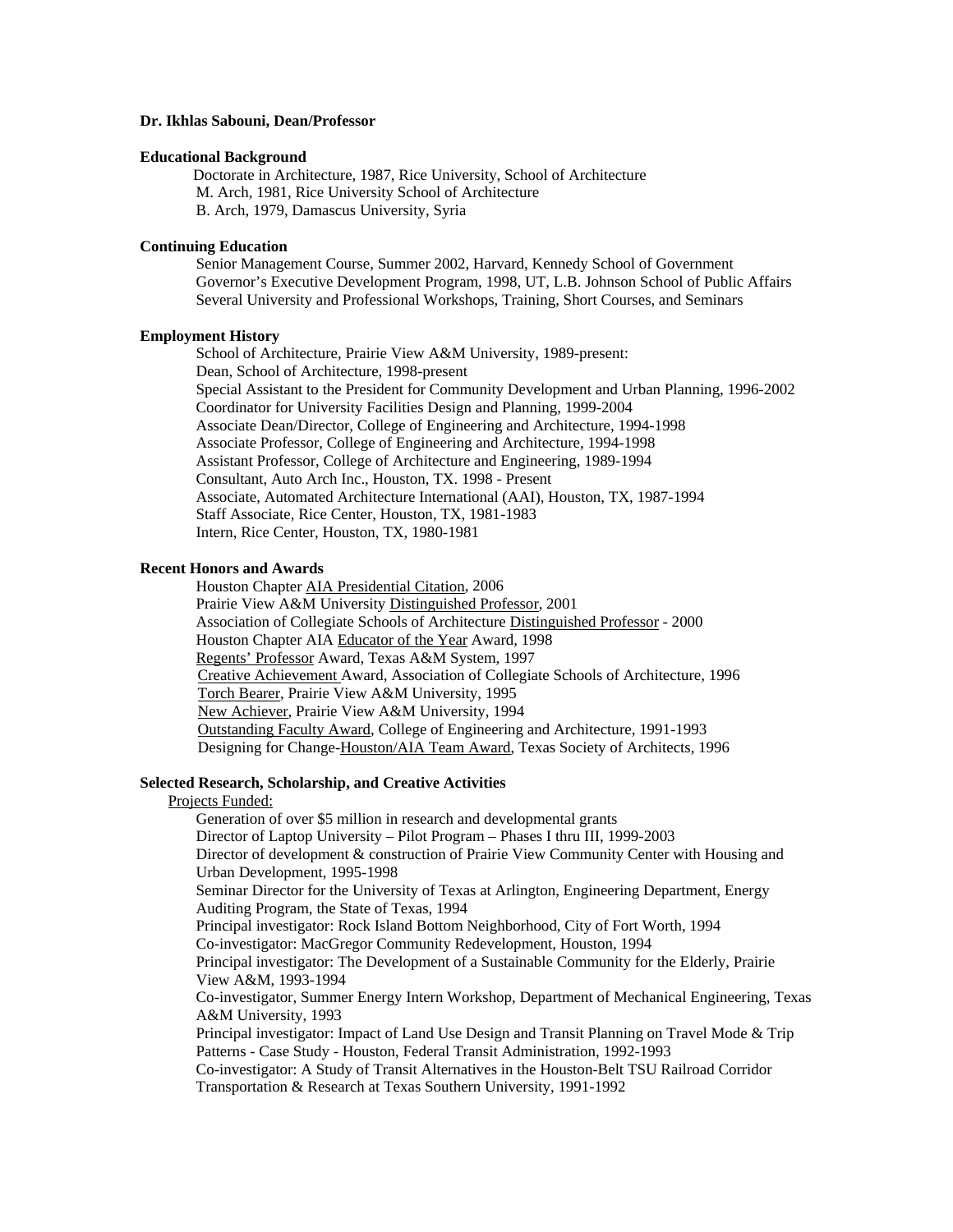**Dr. Ikhlas Sabouni, Dean/Professor**

**Educational Background**

Doctorate in Architecture, 1987, Rice University, School of Architecture
M. Arch, 1981, Rice University School of Architecture
B. Arch, 1979, Damascus University, Syria

**Continuing Education**

Senior Management Course, Summer 2002, Harvard, Kennedy School of Government
Governor's Executive Development Program, 1998, UT, L.B. Johnson School of Public Affairs
Several University and Professional Workshops, Training, Short Courses, and Seminars

**Employment History**

School of Architecture, Prairie View A&M University, 1989-present:
Dean, School of Architecture, 1998-present
Special Assistant to the President for Community Development and Urban Planning, 1996-2002
Coordinator for University Facilities Design and Planning, 1999-2004
Associate Dean/Director, College of Engineering and Architecture, 1994-1998
Associate Professor, College of Engineering and Architecture, 1994-1998
Assistant Professor, College of Architecture and Engineering, 1989-1994
Consultant, Auto Arch Inc., Houston, TX. 1998 - Present
Associate, Automated Architecture International (AAI), Houston, TX, 1987-1994
Staff Associate, Rice Center, Houston, TX, 1981-1983
Intern, Rice Center, Houston, TX, 1980-1981

**Recent Honors and Awards**

Houston Chapter AIA Presidential Citation, 2006
Prairie View A&M University Distinguished Professor, 2001
Association of Collegiate Schools of Architecture Distinguished Professor - 2000
Houston Chapter AIA Educator of the Year Award, 1998
Regents' Professor Award, Texas A&M System, 1997
Creative Achievement Award, Association of Collegiate Schools of Architecture, 1996
Torch Bearer, Prairie View A&M University, 1995
New Achiever, Prairie View A&M University, 1994
Outstanding Faculty Award, College of Engineering and Architecture, 1991-1993
Designing for Change-Houston/AIA Team Award, Texas Society of Architects, 1996

**Selected Research, Scholarship, and Creative Activities**

Projects Funded:

Generation of over $5 million in research and developmental grants
Director of Laptop University – Pilot Program – Phases I thru III, 1999-2003
Director of development & construction of Prairie View Community Center with Housing and Urban Development, 1995-1998
Seminar Director for the University of Texas at Arlington, Engineering Department, Energy Auditing Program, the State of Texas, 1994
Principal investigator: Rock Island Bottom Neighborhood, City of Fort Worth, 1994
Co-investigator: MacGregor Community Redevelopment, Houston, 1994
Principal investigator: The Development of a Sustainable Community for the Elderly, Prairie View A&M, 1993-1994
Co-investigator, Summer Energy Intern Workshop, Department of Mechanical Engineering, Texas A&M University, 1993
Principal investigator: Impact of Land Use Design and Transit Planning on Travel Mode & Trip Patterns - Case Study - Houston, Federal Transit Administration, 1992-1993
Co-investigator: A Study of Transit Alternatives in the Houston-Belt TSU Railroad Corridor Transportation & Research at Texas Southern University, 1991-1992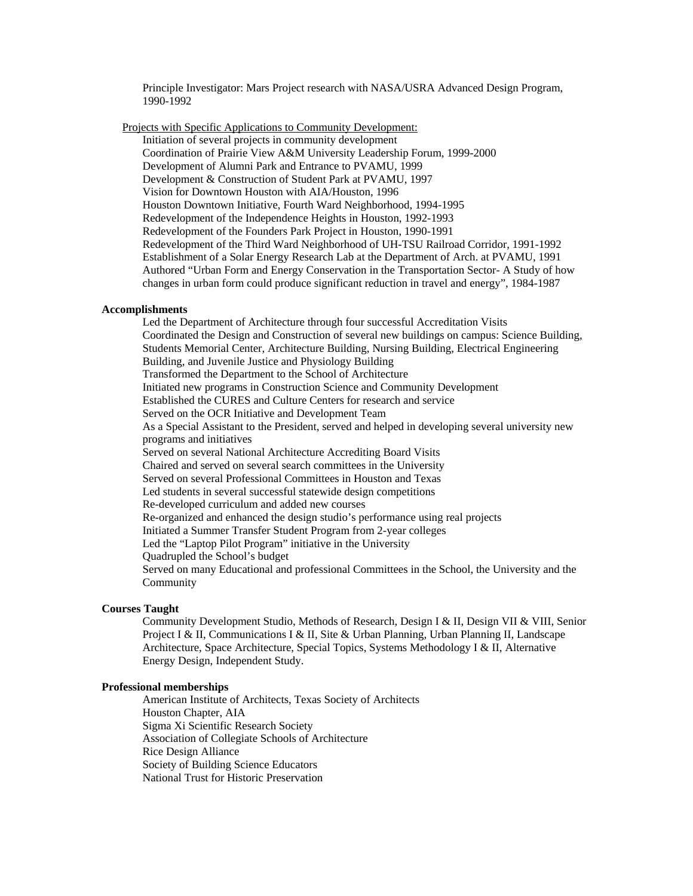Principle Investigator: Mars Project research with NASA/USRA Advanced Design Program, 1990-1992

<u>Projects with Specific Applications to Community Development:</u>

Initiation of several projects in community development
Coordination of Prairie View A&M University Leadership Forum, 1999-2000
Development of Alumni Park and Entrance to PVAMU, 1999
Development & Construction of Student Park at PVAMU, 1997
Vision for Downtown Houston with AIA/Houston, 1996
Houston Downtown Initiative, Fourth Ward Neighborhood, 1994-1995
Redevelopment of the Independence Heights in Houston, 1992-1993
Redevelopment of the Founders Park Project in Houston, 1990-1991
Redevelopment of the Third Ward Neighborhood of UH-TSU Railroad Corridor, 1991-1992
Establishment of a Solar Energy Research Lab at the Department of Arch. at PVAMU, 1991
Authored "Urban Form and Energy Conservation in the Transportation Sector- A Study of how changes in urban form could produce significant reduction in travel and energy", 1984-1987

**Accomplishments**

Led the Department of Architecture through four successful Accreditation Visits
Coordinated the Design and Construction of several new buildings on campus: Science Building, Students Memorial Center, Architecture Building, Nursing Building, Electrical Engineering Building, and Juvenile Justice and Physiology Building
Transformed the Department to the School of Architecture
Initiated new programs in Construction Science and Community Development
Established the CURES and Culture Centers for research and service
Served on the OCR Initiative and Development Team
As a Special Assistant to the President, served and helped in developing several university new programs and initiatives
Served on several National Architecture Accrediting Board Visits
Chaired and served on several search committees in the University
Served on several Professional Committees in Houston and Texas
Led students in several successful statewide design competitions
Re-developed curriculum and added new courses
Re-organized and enhanced the design studio's performance using real projects
Initiated a Summer Transfer Student Program from 2-year colleges
Led the "Laptop Pilot Program" initiative in the University
Quadrupled the School's budget
Served on many Educational and professional Committees in the School, the University and the Community

**Courses Taught**

Community Development Studio, Methods of Research, Design I & II, Design VII & VIII, Senior Project I & II, Communications I & II, Site & Urban Planning, Urban Planning II, Landscape Architecture, Space Architecture, Special Topics, Systems Methodology I & II, Alternative Energy Design, Independent Study.

**Professional memberships**

American Institute of Architects, Texas Society of Architects
Houston Chapter, AIA
Sigma Xi Scientific Research Society
Association of Collegiate Schools of Architecture
Rice Design Alliance
Society of Building Science Educators
National Trust for Historic Preservation